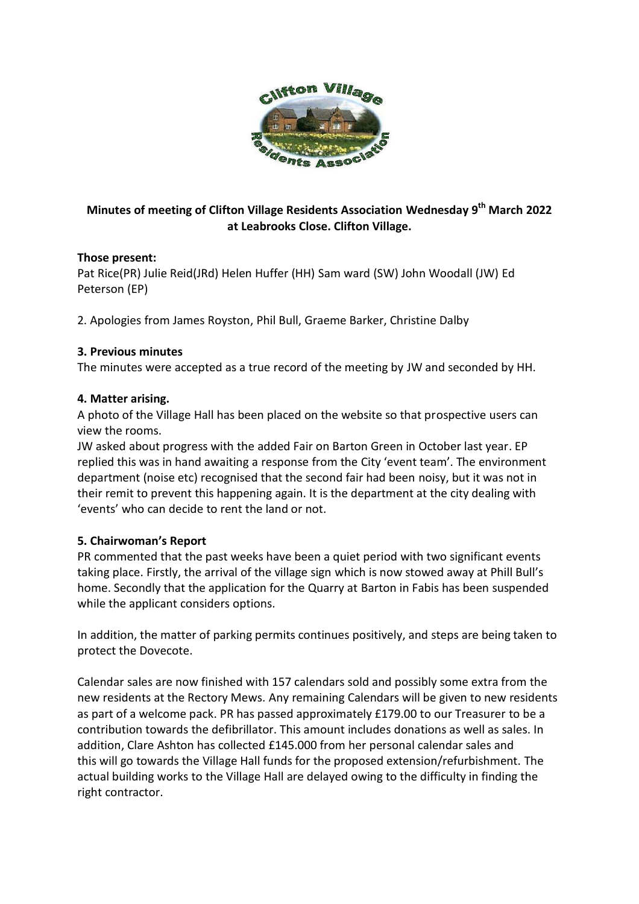**Minutes of meeting of Clifton Village Residents Association Wednesday 9th March 2022 at Leabrooks Close. Clifton Village.**

**Those present:**

Pat Rice(PR) Julie Reid(JRd) Helen Huffer (HH) Sam ward (SW) John Woodall (JW) Ed Peterson (EP)

2. Apologies from James Royston, Phil Bull, Graeme Barker, Christine Dalby

**3. Previous minutes**

The minutes were accepted as a true record of the meeting by JW and seconded by HH.

**4. Matter arising.**

A photo of the Village Hall has been placed on the website so that prospective users can view the rooms.

JW asked about progress with the added Fair on Barton Green in October last year. EP replied this was in hand awaiting a response from the City 'event team'. The environment department (noise etc) recognised that the second fair had been noisy, but it was not in their remit to prevent this happening again. It is the department at the city dealing with 'events' who can decide to rent the land or not.

**5. Chairwoman's Report**

PR commented that the past weeks have been a quiet period with two significant events taking place. Firstly, the arrival of the village sign which is now stowed away at Phill Bull's home. Secondly that the application for the Quarry at Barton in Fabis has been suspended while the applicant considers options.

In addition, the matter of parking permits continues positively, and steps are being taken to protect the Dovecote.

Calendar sales are now finished with 157 calendars sold and possibly some extra from the new residents at the Rectory Mews. Any remaining Calendars will be given to new residents as part of a welcome pack. PR has passed approximately £179.00 to our Treasurer to be a contribution towards the defibrillator. This amount includes donations as well as sales. In addition, Clare Ashton has collected £145.000 from her personal calendar sales and this will go towards the Village Hall funds for the proposed extension/refurbishment. The actual building works to the Village Hall are delayed owing to the difficulty in finding the right contractor.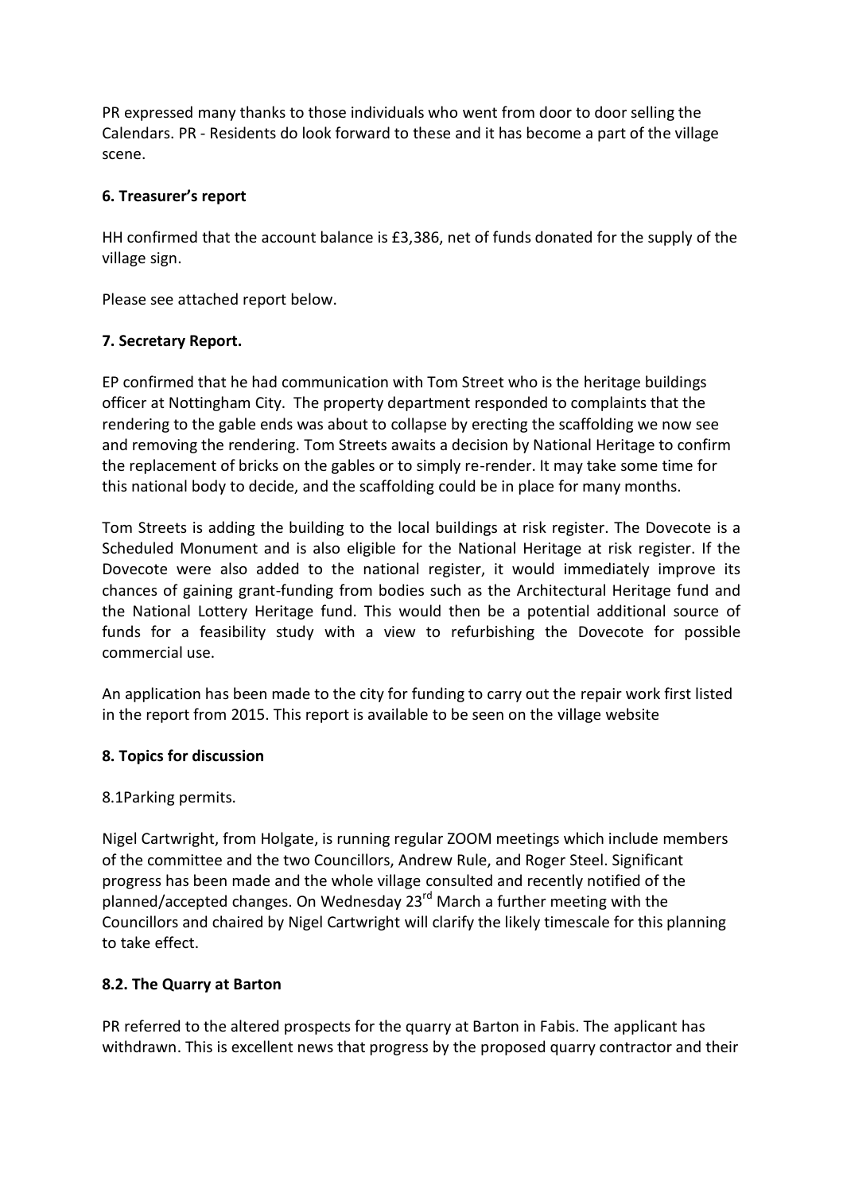PR expressed many thanks to those individuals who went from door to door selling the Calendars. PR - Residents do look forward to these and it has become a part of the village scene.

**6. Treasurer's report**

HH confirmed that the account balance is £3,386, net of funds donated for the supply of the village sign.

Please see attached report below.

**7. Secretary Report.**

EP confirmed that he had communication with Tom Street who is the heritage buildings officer at Nottingham City. The property department responded to complaints that the rendering to the gable ends was about to collapse by erecting the scaffolding we now see and removing the rendering. Tom Streets awaits a decision by National Heritage to confirm the replacement of bricks on the gables or to simply re-render. It may take some time for this national body to decide, and the scaffolding could be in place for many months.

Tom Streets is adding the building to the local buildings at risk register. The Dovecote is a Scheduled Monument and is also eligible for the National Heritage at risk register. If the Dovecote were also added to the national register, it would immediately improve its chances of gaining grant-funding from bodies such as the Architectural Heritage fund and the National Lottery Heritage fund. This would then be a potential additional source of funds for a feasibility study with a view to refurbishing the Dovecote for possible commercial use.

An application has been made to the city for funding to carry out the repair work first listed in the report from 2015. This report is available to be seen on the village website

**8. Topics for discussion**

8.1Parking permits.

Nigel Cartwright, from Holgate, is running regular ZOOM meetings which include members of the committee and the two Councillors, Andrew Rule, and Roger Steel. Significant progress has been made and the whole village consulted and recently notified of the planned/accepted changes. On Wednesday 23rd March a further meeting with the Councillors and chaired by Nigel Cartwright will clarify the likely timescale for this planning to take effect.

**8.2. The Quarry at Barton**

PR referred to the altered prospects for the quarry at Barton in Fabis. The applicant has withdrawn. This is excellent news that progress by the proposed quarry contractor and their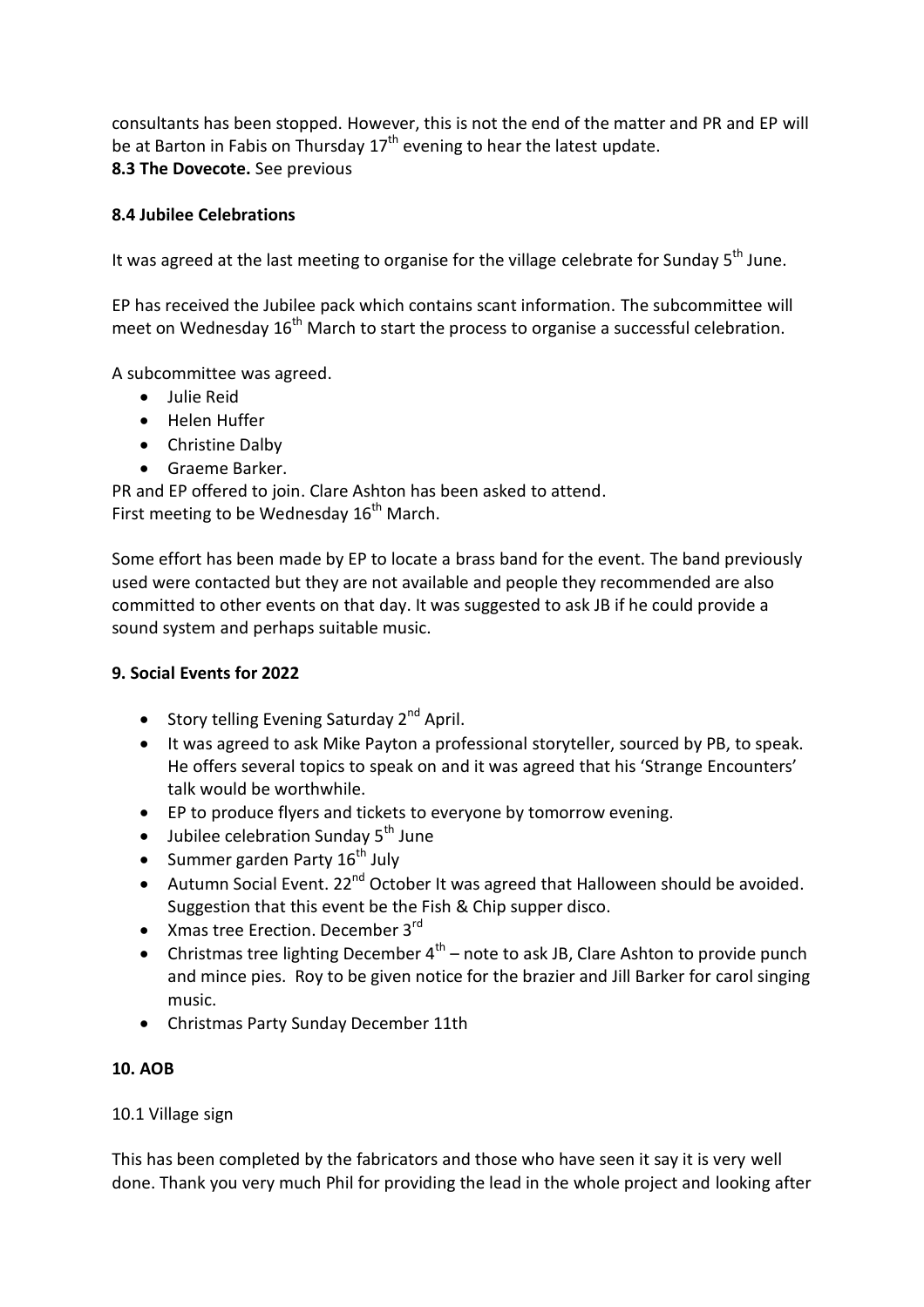consultants has been stopped. However, this is not the end of the matter and PR and EP will be at Barton in Fabis on Thursday 17th evening to hear the latest update.

**8.3 The Dovecote.** See previous

**8.4 Jubilee Celebrations**

It was agreed at the last meeting to organise for the village celebrate for Sunday 5th June.

EP has received the Jubilee pack which contains scant information. The subcommittee will meet on Wednesday 16th March to start the process to organise a successful celebration.

A subcommittee was agreed.

- Julie Reid
- Helen Huffer
- Christine Dalby
- Graeme Barker.

PR and EP offered to join. Clare Ashton has been asked to attend.
First meeting to be Wednesday 16th March.

Some effort has been made by EP to locate a brass band for the event. The band previously used were contacted but they are not available and people they recommended are also committed to other events on that day. It was suggested to ask JB if he could provide a sound system and perhaps suitable music.

**9. Social Events for 2022**

- Story telling Evening Saturday 2nd April.
- It was agreed to ask Mike Payton a professional storyteller, sourced by PB, to speak. He offers several topics to speak on and it was agreed that his 'Strange Encounters' talk would be worthwhile.
- EP to produce flyers and tickets to everyone by tomorrow evening.
- Jubilee celebration Sunday 5th June
- Summer garden Party 16th July
- Autumn Social Event. 22nd October It was agreed that Halloween should be avoided. Suggestion that this event be the Fish & Chip supper disco.
- Xmas tree Erection. December 3rd
- Christmas tree lighting December 4th – note to ask JB, Clare Ashton to provide punch and mince pies. Roy to be given notice for the brazier and Jill Barker for carol singing music.
- Christmas Party Sunday December 11th

**10. AOB**

10.1 Village sign

This has been completed by the fabricators and those who have seen it say it is very well done. Thank you very much Phil for providing the lead in the whole project and looking after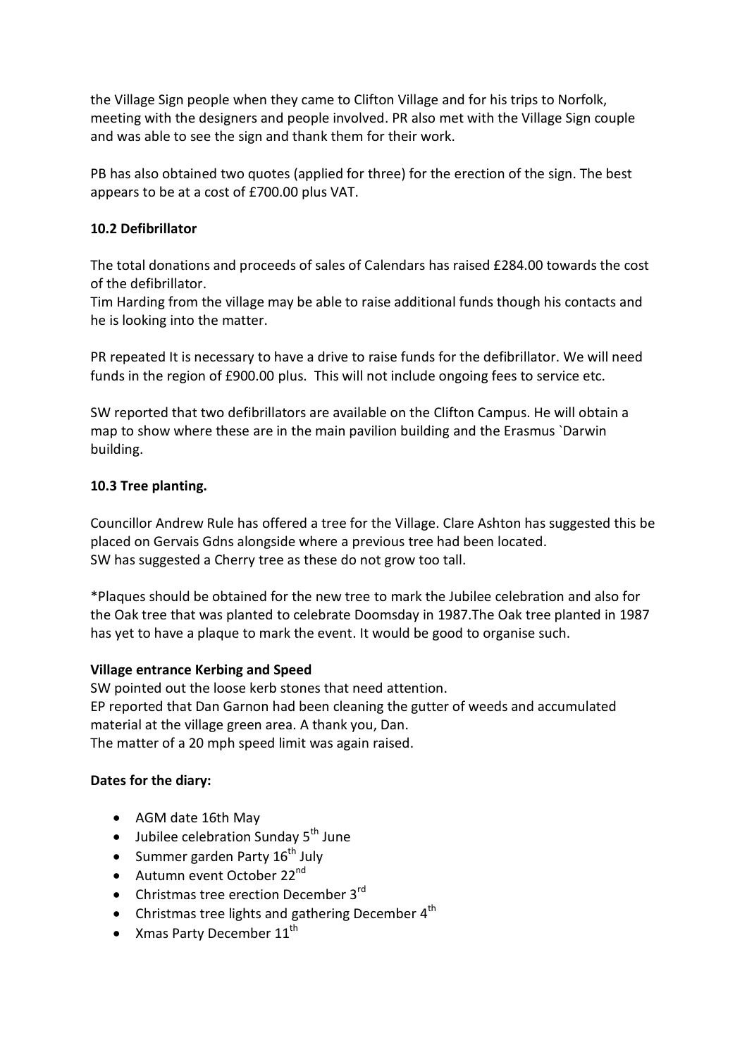the Village Sign people when they came to Clifton Village and for his trips to Norfolk, meeting with the designers and people involved. PR also met with the Village Sign couple and was able to see the sign and thank them for their work.

PB has also obtained two quotes (applied for three) for the erection of the sign. The best appears to be at a cost of £700.00 plus VAT.

**10.2 Defibrillator**

The total donations and proceeds of sales of Calendars has raised £284.00 towards the cost of the defibrillator.
Tim Harding from the village may be able to raise additional funds though his contacts and he is looking into the matter.

PR repeated It is necessary to have a drive to raise funds for the defibrillator. We will need funds in the region of £900.00 plus. This will not include ongoing fees to service etc.

SW reported that two defibrillators are available on the Clifton Campus. He will obtain a map to show where these are in the main pavilion building and the Erasmus `Darwin building.

**10.3 Tree planting.**

Councillor Andrew Rule has offered a tree for the Village. Clare Ashton has suggested this be placed on Gervais Gdns alongside where a previous tree had been located.
SW has suggested a Cherry tree as these do not grow too tall.

*Plaques should be obtained for the new tree to mark the Jubilee celebration and also for the Oak tree that was planted to celebrate Doomsday in 1987.The Oak tree planted in 1987 has yet to have a plaque to mark the event. It would be good to organise such.

**Village entrance Kerbing and Speed**

SW pointed out the loose kerb stones that need attention.
EP reported that Dan Garnon had been cleaning the gutter of weeds and accumulated material at the village green area. A thank you, Dan.
The matter of a 20 mph speed limit was again raised.

**Dates for the diary:**

- AGM date 16th May
- Jubilee celebration Sunday 5th June
- Summer garden Party 16th July
- Autumn event October 22nd
- Christmas tree erection December 3rd
- Christmas tree lights and gathering December 4th
- Xmas Party December 11th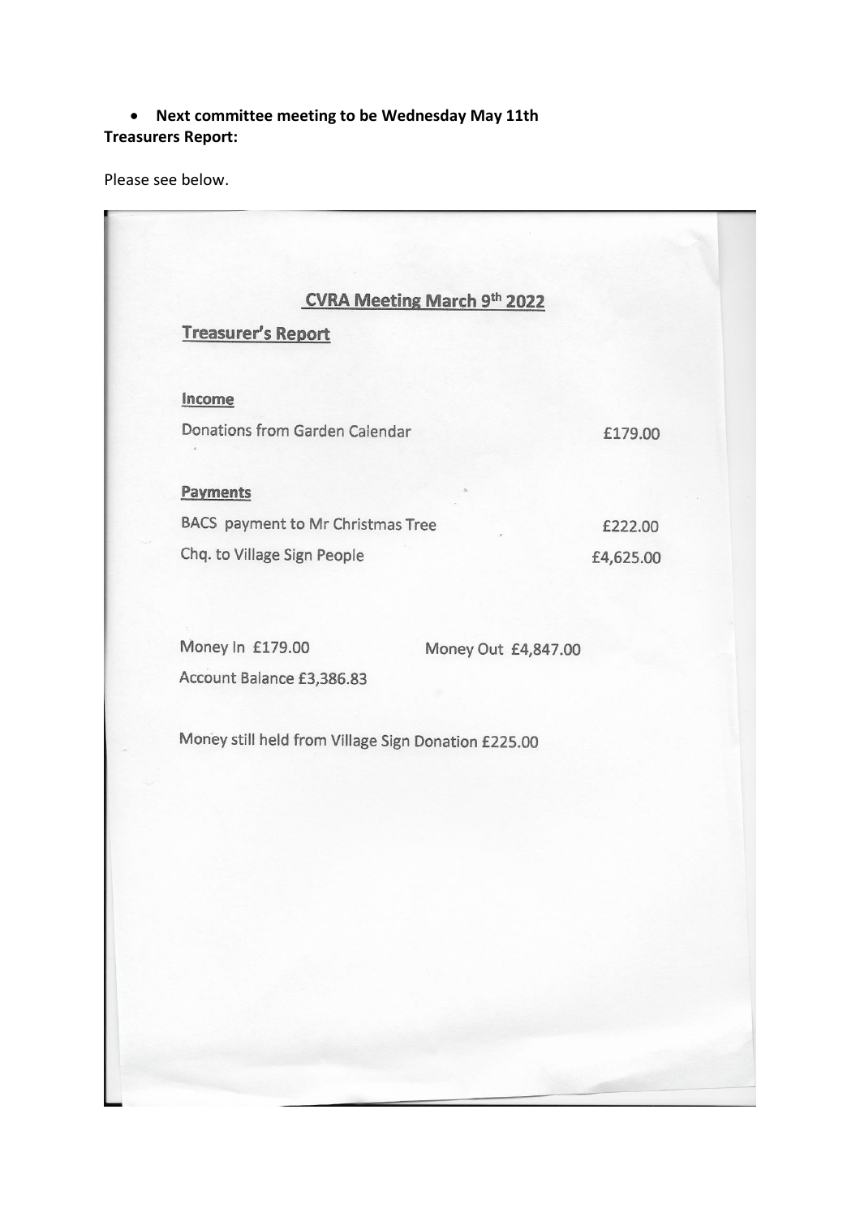- **Next committee meeting to be Wednesday May 11th**

**Treasurers Report:**

Please see below.

## CVRA Meeting March 9th 2022

### Treasurer's Report

**Income**

| | |
|---|---|
| Donations from Garden Calendar | £179.00 |

**Payments**

| | |
|---|---|
| BACS payment to Mr Christmas Tree | £222.00 |
| Chq. to Village Sign People | £4,625.00 |

Money In £179.00 Money Out £4,847.00

Account Balance £3,386.83

Money still held from Village Sign Donation £225.00